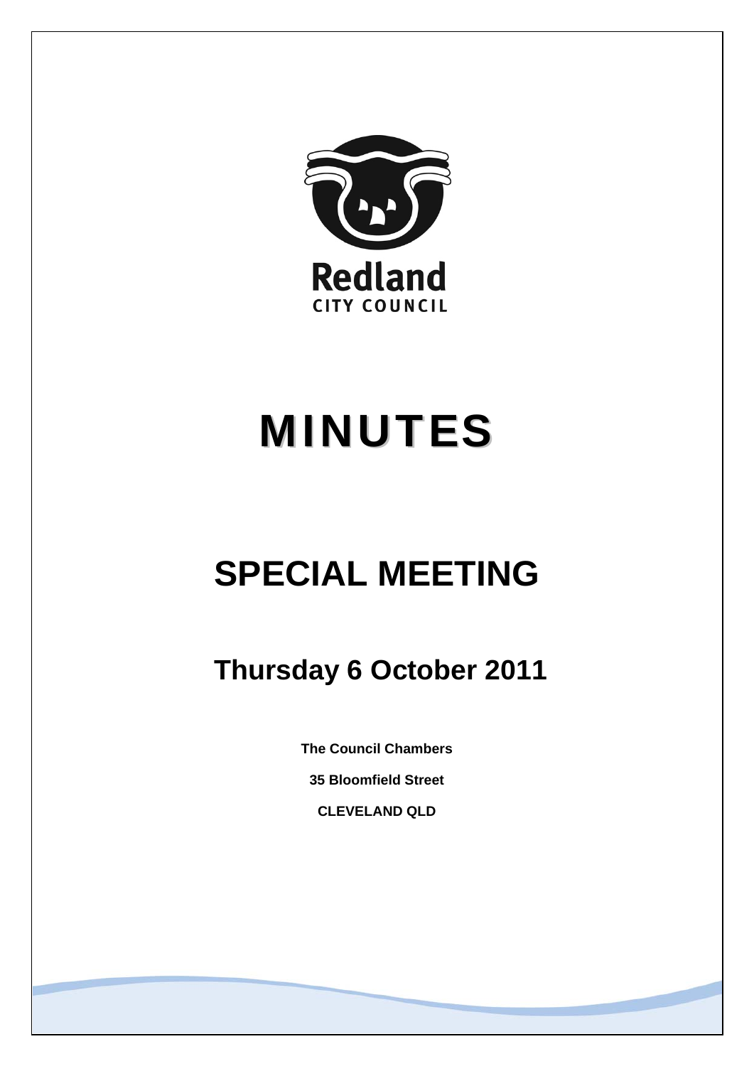Redland
CITY COUNCIL

# MINUTES

# SPECIAL MEETING

## Thursday 6 October 2011

**The Council Chambers**

**35 Bloomfield Street**

**CLEVELAND QLD**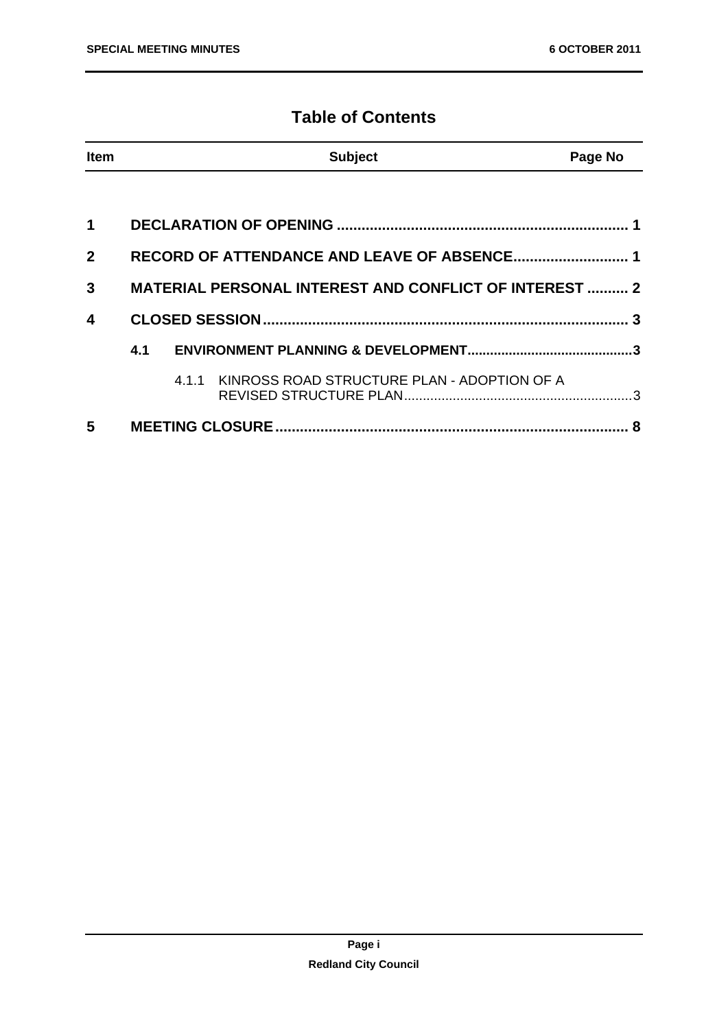# Table of Contents

| Item | Subject | Page No |
|---|---|---|
| **1** | **DECLARATION OF OPENING** | **1** |
| **2** | **RECORD OF ATTENDANCE AND LEAVE OF ABSENCE** | **1** |
| **3** | **MATERIAL PERSONAL INTEREST AND CONFLICT OF INTEREST** | **2** |
| **4** | **CLOSED SESSION** | **3** |
| **4.1** | **ENVIRONMENT PLANNING & DEVELOPMENT** | **3** |
| 4.1.1 | KINROSS ROAD STRUCTURE PLAN - ADOPTION OF A REVISED STRUCTURE PLAN | 3 |
| **5** | **MEETING CLOSURE** | **8** |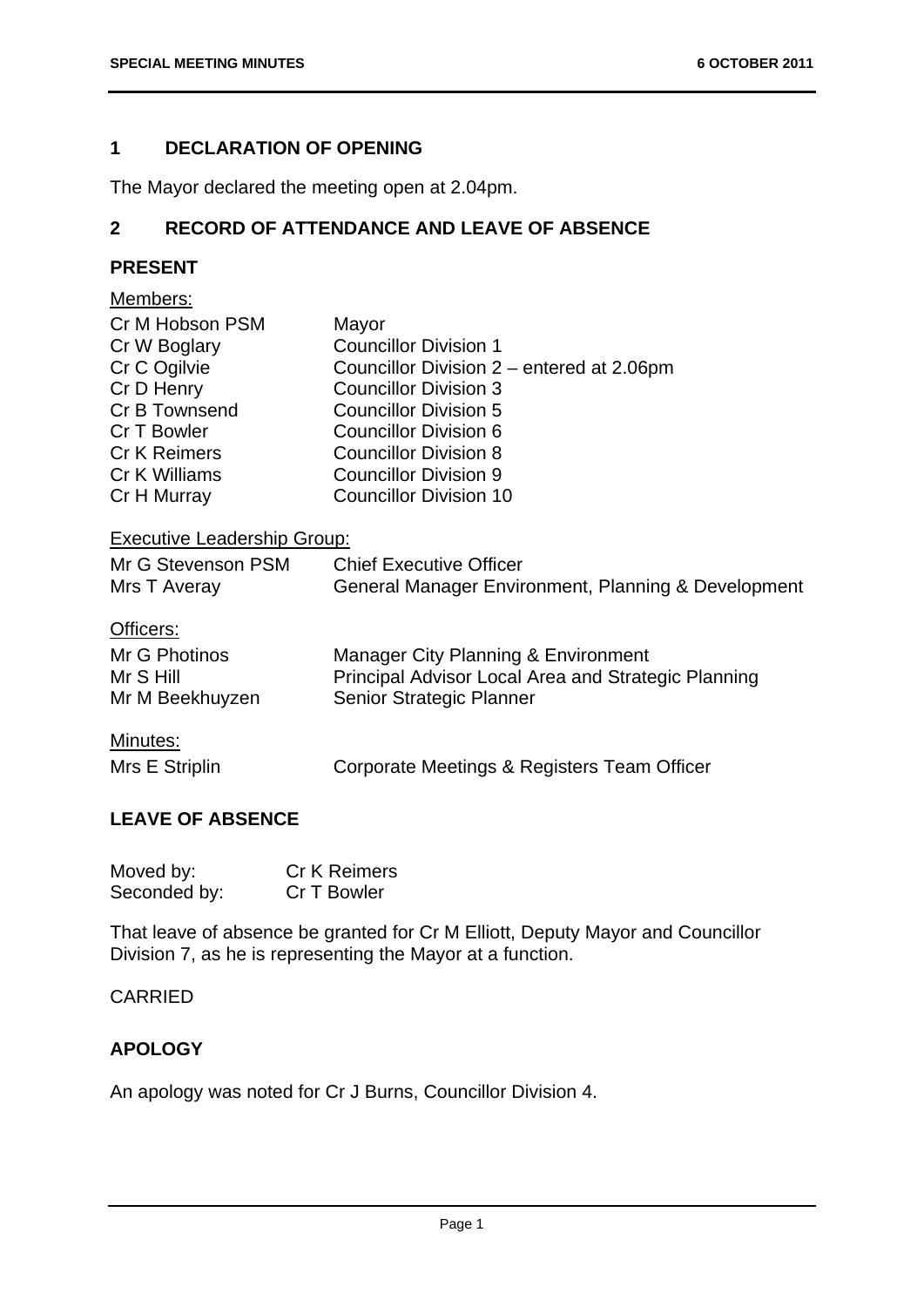## 1 DECLARATION OF OPENING

The Mayor declared the meeting open at 2.04pm.

## 2 RECORD OF ATTENDANCE AND LEAVE OF ABSENCE

### PRESENT

Members:

| | |
|---|---|
| Cr M Hobson PSM | Mayor |
| Cr W Boglary | Councillor Division 1 |
| Cr C Ogilvie | Councillor Division 2 – entered at 2.06pm |
| Cr D Henry | Councillor Division 3 |
| Cr B Townsend | Councillor Division 5 |
| Cr T Bowler | Councillor Division 6 |
| Cr K Reimers | Councillor Division 8 |
| Cr K Williams | Councillor Division 9 |
| Cr H Murray | Councillor Division 10 |

Executive Leadership Group:

| | |
|---|---|
| Mr G Stevenson PSM | Chief Executive Officer |
| Mrs T Averay | General Manager Environment, Planning & Development |

Officers:

| | |
|---|---|
| Mr G Photinos | Manager City Planning & Environment |
| Mr S Hill | Principal Advisor Local Area and Strategic Planning |
| Mr M Beekhuyzen | Senior Strategic Planner |

Minutes:

| | |
|---|---|
| Mrs E Striplin | Corporate Meetings & Registers Team Officer |

### LEAVE OF ABSENCE

Moved by: Cr K Reimers
Seconded by: Cr T Bowler

That leave of absence be granted for Cr M Elliott, Deputy Mayor and Councillor Division 7, as he is representing the Mayor at a function.

CARRIED

### APOLOGY

An apology was noted for Cr J Burns, Councillor Division 4.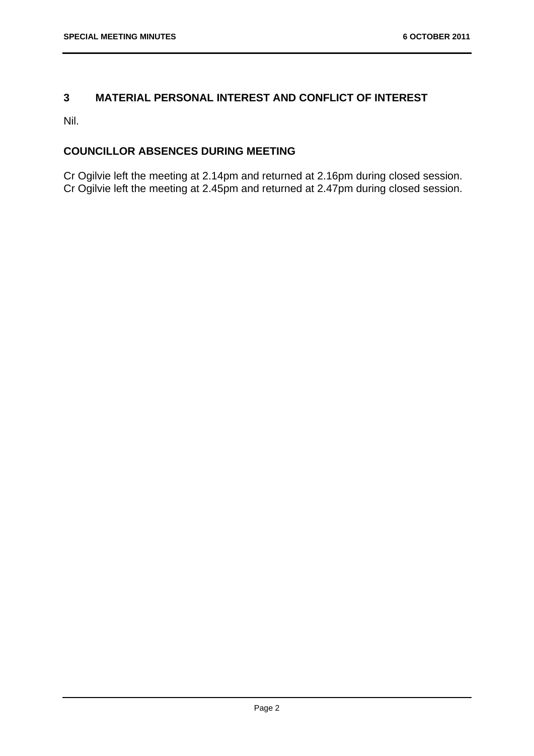## 3 MATERIAL PERSONAL INTEREST AND CONFLICT OF INTEREST

Nil.

## COUNCILLOR ABSENCES DURING MEETING

Cr Ogilvie left the meeting at 2.14pm and returned at 2.16pm during closed session.
Cr Ogilvie left the meeting at 2.45pm and returned at 2.47pm during closed session.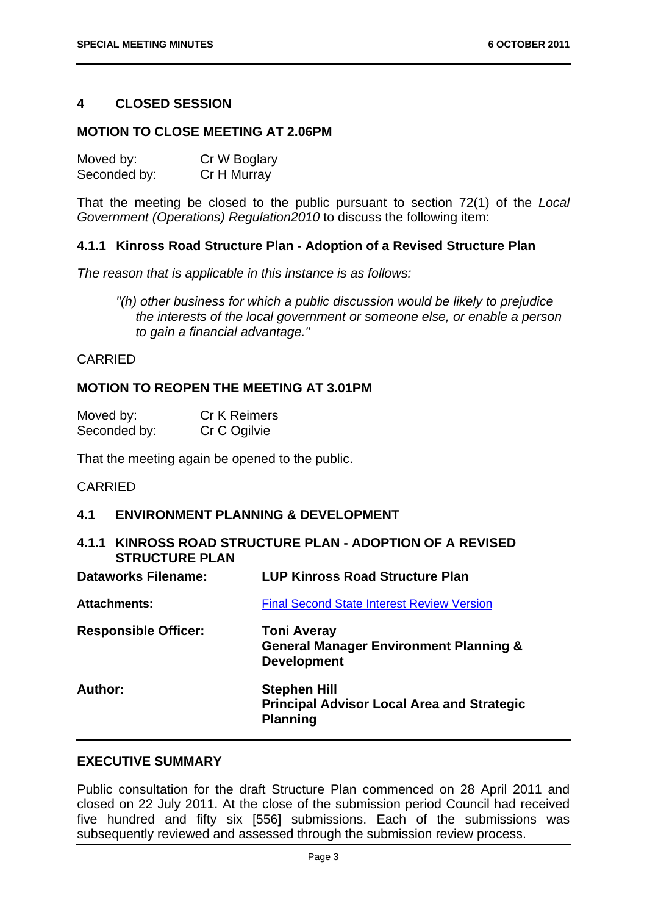## 4 CLOSED SESSION

### MOTION TO CLOSE MEETING AT 2.06PM

| | |
|---|---|
| Moved by: | Cr W Boglary |
| Seconded by: | Cr H Murray |

That the meeting be closed to the public pursuant to section 72(1) of the *Local Government (Operations) Regulation2010* to discuss the following item:

### 4.1.1 Kinross Road Structure Plan - Adoption of a Revised Structure Plan

*The reason that is applicable in this instance is as follows:*

> *"(h) other business for which a public discussion would be likely to prejudice the interests of the local government or someone else, or enable a person to gain a financial advantage."*

CARRIED

### MOTION TO REOPEN THE MEETING AT 3.01PM

| | |
|---|---|
| Moved by: | Cr K Reimers |
| Seconded by: | Cr C Ogilvie |

That the meeting again be opened to the public.

CARRIED

## 4.1 ENVIRONMENT PLANNING & DEVELOPMENT

### 4.1.1 KINROSS ROAD STRUCTURE PLAN - ADOPTION OF A REVISED STRUCTURE PLAN

| | |
|---|---|
| **Dataworks Filename:** | **LUP Kinross Road Structure Plan** |
| **Attachments:** | Final Second State Interest Review Version |
| **Responsible Officer:** | **Toni Averay**<br>**General Manager Environment Planning & Development** |
| **Author:** | **Stephen Hill**<br>**Principal Advisor Local Area and Strategic Planning** |

### EXECUTIVE SUMMARY

Public consultation for the draft Structure Plan commenced on 28 April 2011 and closed on 22 July 2011. At the close of the submission period Council had received five hundred and fifty six [556] submissions. Each of the submissions was subsequently reviewed and assessed through the submission review process.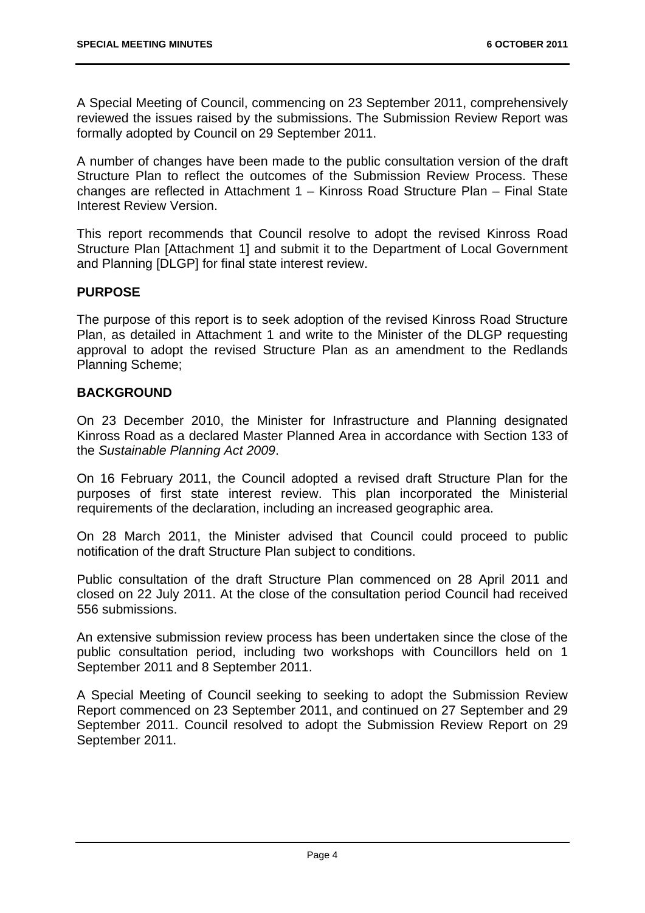A Special Meeting of Council, commencing on 23 September 2011, comprehensively reviewed the issues raised by the submissions. The Submission Review Report was formally adopted by Council on 29 September 2011.

A number of changes have been made to the public consultation version of the draft Structure Plan to reflect the outcomes of the Submission Review Process. These changes are reflected in Attachment 1 – Kinross Road Structure Plan – Final State Interest Review Version.

This report recommends that Council resolve to adopt the revised Kinross Road Structure Plan [Attachment 1] and submit it to the Department of Local Government and Planning [DLGP] for final state interest review.

## PURPOSE

The purpose of this report is to seek adoption of the revised Kinross Road Structure Plan, as detailed in Attachment 1 and write to the Minister of the DLGP requesting approval to adopt the revised Structure Plan as an amendment to the Redlands Planning Scheme;

## BACKGROUND

On 23 December 2010, the Minister for Infrastructure and Planning designated Kinross Road as a declared Master Planned Area in accordance with Section 133 of the *Sustainable Planning Act 2009*.

On 16 February 2011, the Council adopted a revised draft Structure Plan for the purposes of first state interest review. This plan incorporated the Ministerial requirements of the declaration, including an increased geographic area.

On 28 March 2011, the Minister advised that Council could proceed to public notification of the draft Structure Plan subject to conditions.

Public consultation of the draft Structure Plan commenced on 28 April 2011 and closed on 22 July 2011. At the close of the consultation period Council had received 556 submissions.

An extensive submission review process has been undertaken since the close of the public consultation period, including two workshops with Councillors held on 1 September 2011 and 8 September 2011.

A Special Meeting of Council seeking to seeking to adopt the Submission Review Report commenced on 23 September 2011, and continued on 27 September and 29 September 2011. Council resolved to adopt the Submission Review Report on 29 September 2011.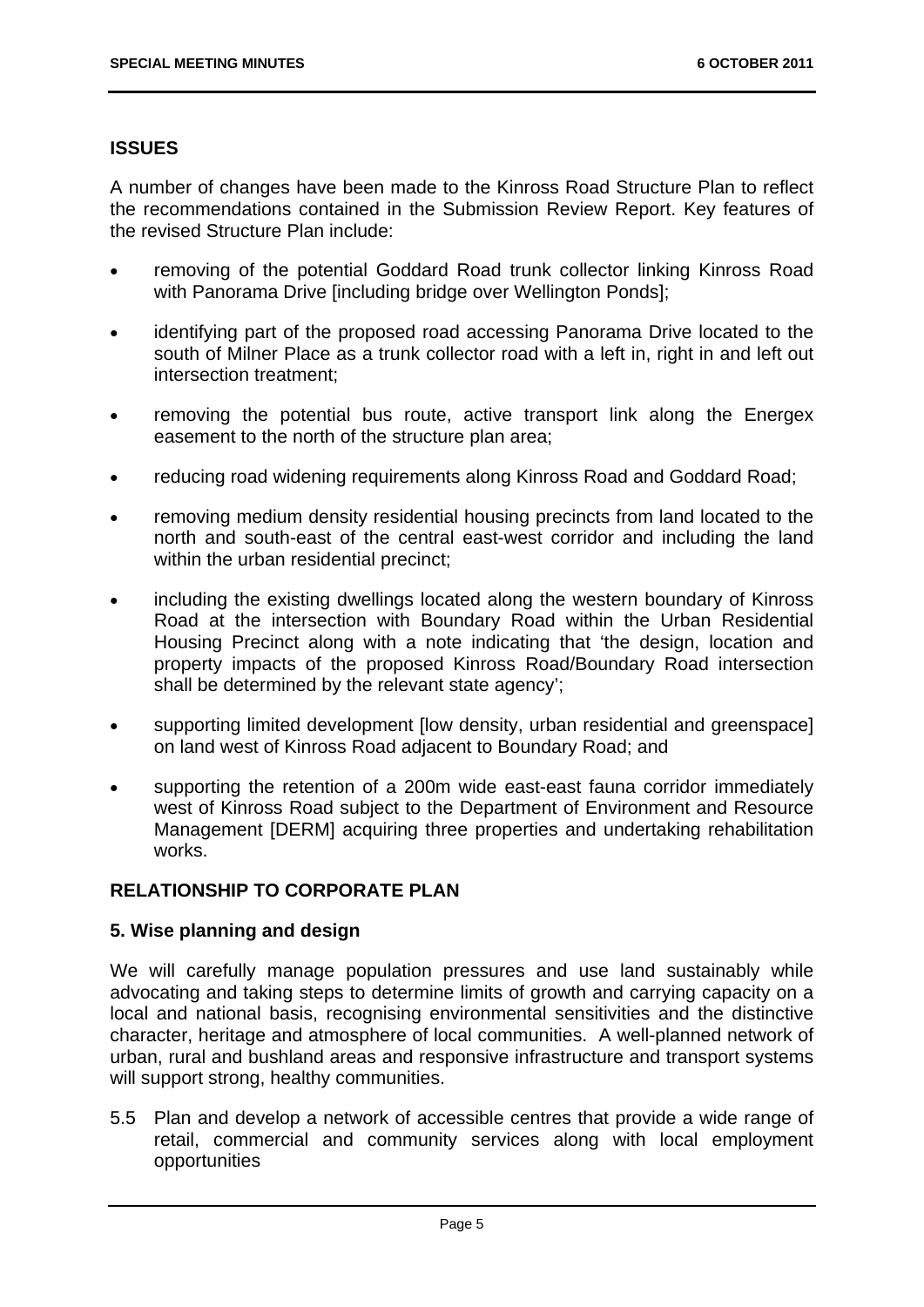## ISSUES

A number of changes have been made to the Kinross Road Structure Plan to reflect the recommendations contained in the Submission Review Report. Key features of the revised Structure Plan include:

- removing of the potential Goddard Road trunk collector linking Kinross Road with Panorama Drive [including bridge over Wellington Ponds];
- identifying part of the proposed road accessing Panorama Drive located to the south of Milner Place as a trunk collector road with a left in, right in and left out intersection treatment;
- removing the potential bus route, active transport link along the Energex easement to the north of the structure plan area;
- reducing road widening requirements along Kinross Road and Goddard Road;
- removing medium density residential housing precincts from land located to the north and south-east of the central east-west corridor and including the land within the urban residential precinct;
- including the existing dwellings located along the western boundary of Kinross Road at the intersection with Boundary Road within the Urban Residential Housing Precinct along with a note indicating that 'the design, location and property impacts of the proposed Kinross Road/Boundary Road intersection shall be determined by the relevant state agency';
- supporting limited development [low density, urban residential and greenspace] on land west of Kinross Road adjacent to Boundary Road; and
- supporting the retention of a 200m wide east-east fauna corridor immediately west of Kinross Road subject to the Department of Environment and Resource Management [DERM] acquiring three properties and undertaking rehabilitation works.

## RELATIONSHIP TO CORPORATE PLAN

### 5. Wise planning and design

We will carefully manage population pressures and use land sustainably while advocating and taking steps to determine limits of growth and carrying capacity on a local and national basis, recognising environmental sensitivities and the distinctive character, heritage and atmosphere of local communities. A well-planned network of urban, rural and bushland areas and responsive infrastructure and transport systems will support strong, healthy communities.

5.5 Plan and develop a network of accessible centres that provide a wide range of retail, commercial and community services along with local employment opportunities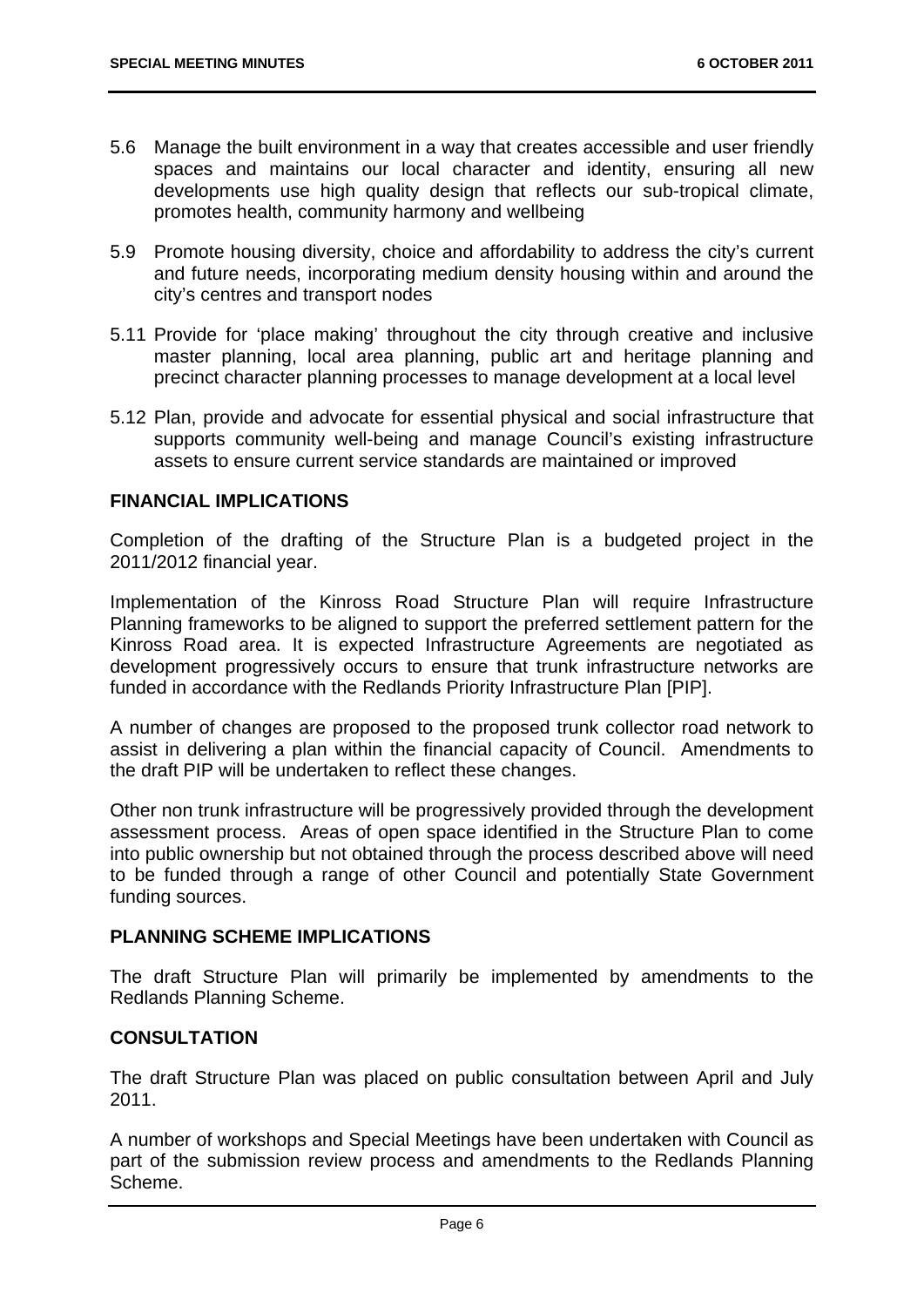5.6 Manage the built environment in a way that creates accessible and user friendly spaces and maintains our local character and identity, ensuring all new developments use high quality design that reflects our sub-tropical climate, promotes health, community harmony and wellbeing

5.9 Promote housing diversity, choice and affordability to address the city's current and future needs, incorporating medium density housing within and around the city's centres and transport nodes

5.11 Provide for 'place making' throughout the city through creative and inclusive master planning, local area planning, public art and heritage planning and precinct character planning processes to manage development at a local level

5.12 Plan, provide and advocate for essential physical and social infrastructure that supports community well-being and manage Council's existing infrastructure assets to ensure current service standards are maintained or improved

## FINANCIAL IMPLICATIONS

Completion of the drafting of the Structure Plan is a budgeted project in the 2011/2012 financial year.

Implementation of the Kinross Road Structure Plan will require Infrastructure Planning frameworks to be aligned to support the preferred settlement pattern for the Kinross Road area. It is expected Infrastructure Agreements are negotiated as development progressively occurs to ensure that trunk infrastructure networks are funded in accordance with the Redlands Priority Infrastructure Plan [PIP].

A number of changes are proposed to the proposed trunk collector road network to assist in delivering a plan within the financial capacity of Council. Amendments to the draft PIP will be undertaken to reflect these changes.

Other non trunk infrastructure will be progressively provided through the development assessment process. Areas of open space identified in the Structure Plan to come into public ownership but not obtained through the process described above will need to be funded through a range of other Council and potentially State Government funding sources.

## PLANNING SCHEME IMPLICATIONS

The draft Structure Plan will primarily be implemented by amendments to the Redlands Planning Scheme.

## CONSULTATION

The draft Structure Plan was placed on public consultation between April and July 2011.

A number of workshops and Special Meetings have been undertaken with Council as part of the submission review process and amendments to the Redlands Planning Scheme.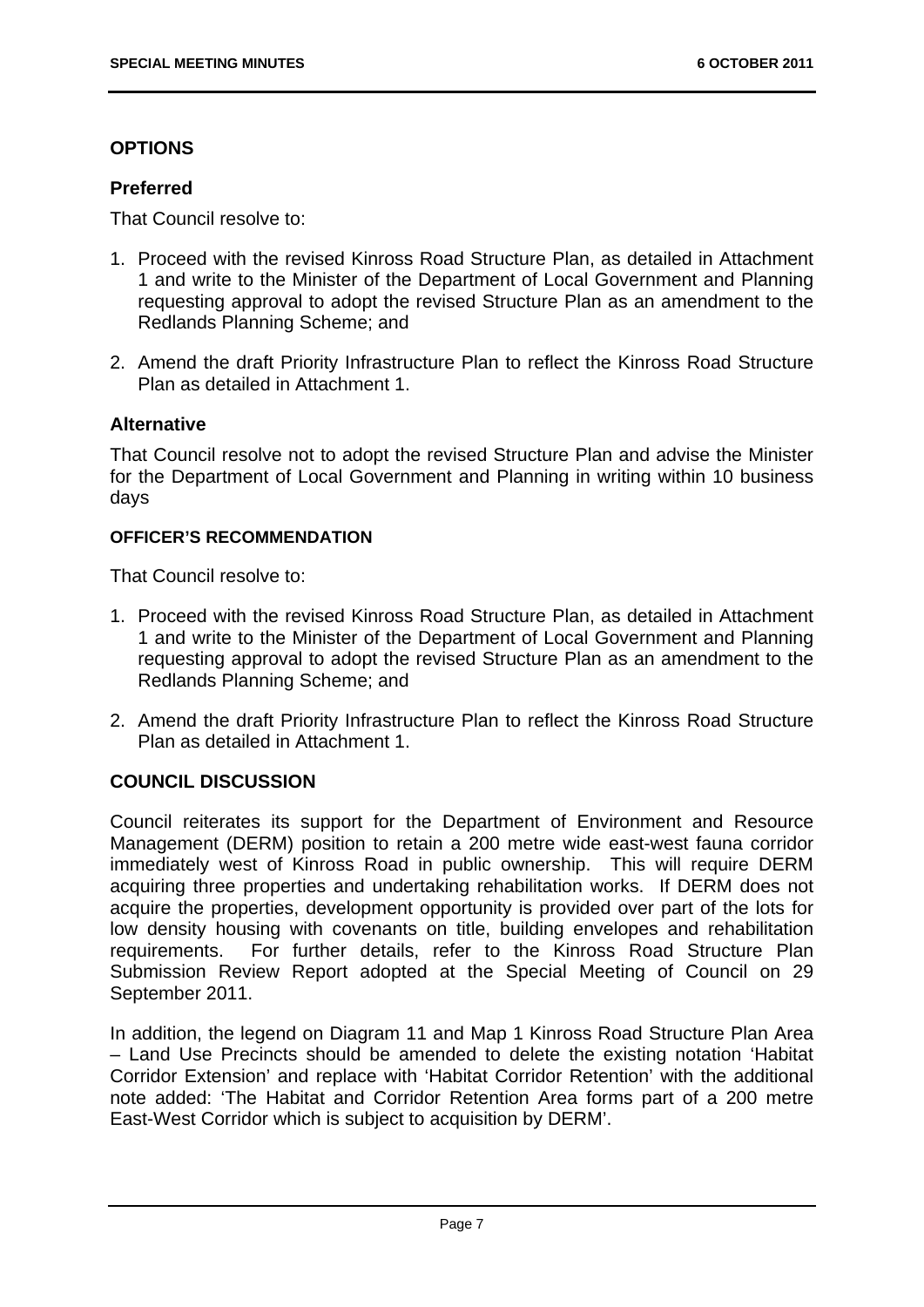## OPTIONS

### Preferred

That Council resolve to:

1. Proceed with the revised Kinross Road Structure Plan, as detailed in Attachment 1 and write to the Minister of the Department of Local Government and Planning requesting approval to adopt the revised Structure Plan as an amendment to the Redlands Planning Scheme; and
2. Amend the draft Priority Infrastructure Plan to reflect the Kinross Road Structure Plan as detailed in Attachment 1.

### Alternative

That Council resolve not to adopt the revised Structure Plan and advise the Minister for the Department of Local Government and Planning in writing within 10 business days

#### OFFICER'S RECOMMENDATION

That Council resolve to:

1. Proceed with the revised Kinross Road Structure Plan, as detailed in Attachment 1 and write to the Minister of the Department of Local Government and Planning requesting approval to adopt the revised Structure Plan as an amendment to the Redlands Planning Scheme; and
2. Amend the draft Priority Infrastructure Plan to reflect the Kinross Road Structure Plan as detailed in Attachment 1.

## COUNCIL DISCUSSION

Council reiterates its support for the Department of Environment and Resource Management (DERM) position to retain a 200 metre wide east-west fauna corridor immediately west of Kinross Road in public ownership. This will require DERM acquiring three properties and undertaking rehabilitation works. If DERM does not acquire the properties, development opportunity is provided over part of the lots for low density housing with covenants on title, building envelopes and rehabilitation requirements. For further details, refer to the Kinross Road Structure Plan Submission Review Report adopted at the Special Meeting of Council on 29 September 2011.

In addition, the legend on Diagram 11 and Map 1 Kinross Road Structure Plan Area – Land Use Precincts should be amended to delete the existing notation 'Habitat Corridor Extension' and replace with 'Habitat Corridor Retention' with the additional note added: 'The Habitat and Corridor Retention Area forms part of a 200 metre East-West Corridor which is subject to acquisition by DERM'.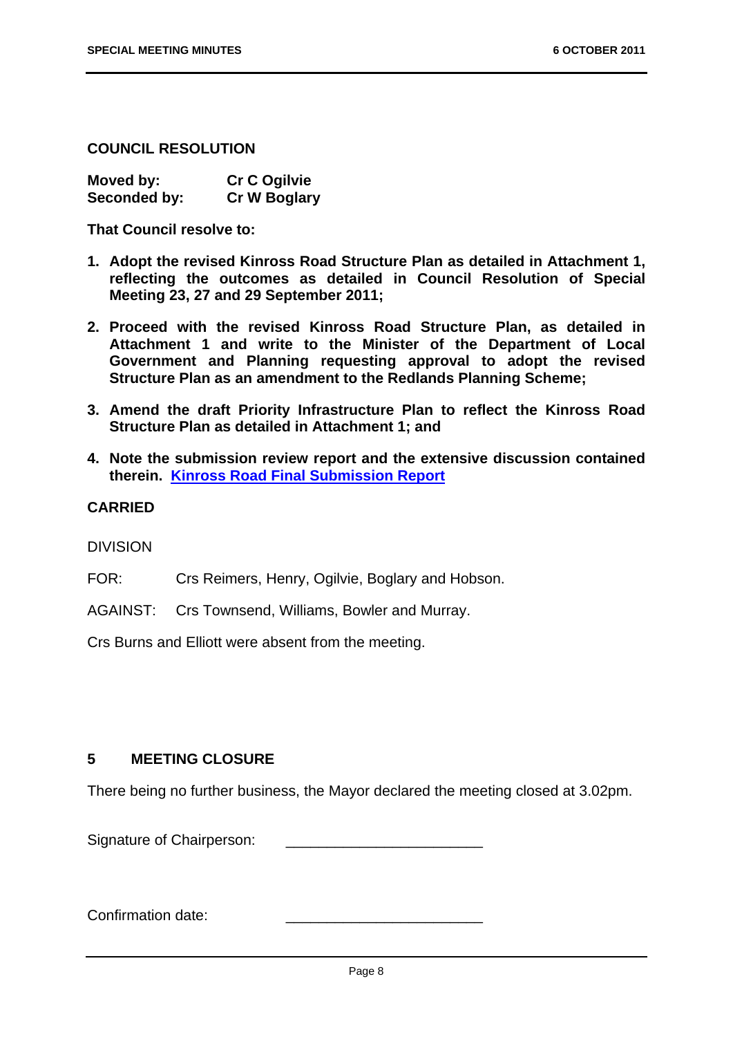**COUNCIL RESOLUTION**

**Moved by:** **Cr C Ogilvie**
**Seconded by:** **Cr W Boglary**

**That Council resolve to:**

1. **Adopt the revised Kinross Road Structure Plan as detailed in Attachment 1, reflecting the outcomes as detailed in Council Resolution of Special Meeting 23, 27 and 29 September 2011;**
2. **Proceed with the revised Kinross Road Structure Plan, as detailed in Attachment 1 and write to the Minister of the Department of Local Government and Planning requesting approval to adopt the revised Structure Plan as an amendment to the Redlands Planning Scheme;**
3. **Amend the draft Priority Infrastructure Plan to reflect the Kinross Road Structure Plan as detailed in Attachment 1; and**
4. **Note the submission review report and the extensive discussion contained therein. Kinross Road Final Submission Report**

**CARRIED**

DIVISION

FOR: Crs Reimers, Henry, Ogilvie, Boglary and Hobson.

AGAINST: Crs Townsend, Williams, Bowler and Murray.

Crs Burns and Elliott were absent from the meeting.

## 5 MEETING CLOSURE

There being no further business, the Mayor declared the meeting closed at 3.02pm.

Signature of Chairperson: \_\_\_\_\_\_\_\_\_\_\_\_\_\_\_\_\_\_\_\_\_\_\_\_

Confirmation date: \_\_\_\_\_\_\_\_\_\_\_\_\_\_\_\_\_\_\_\_\_\_\_\_